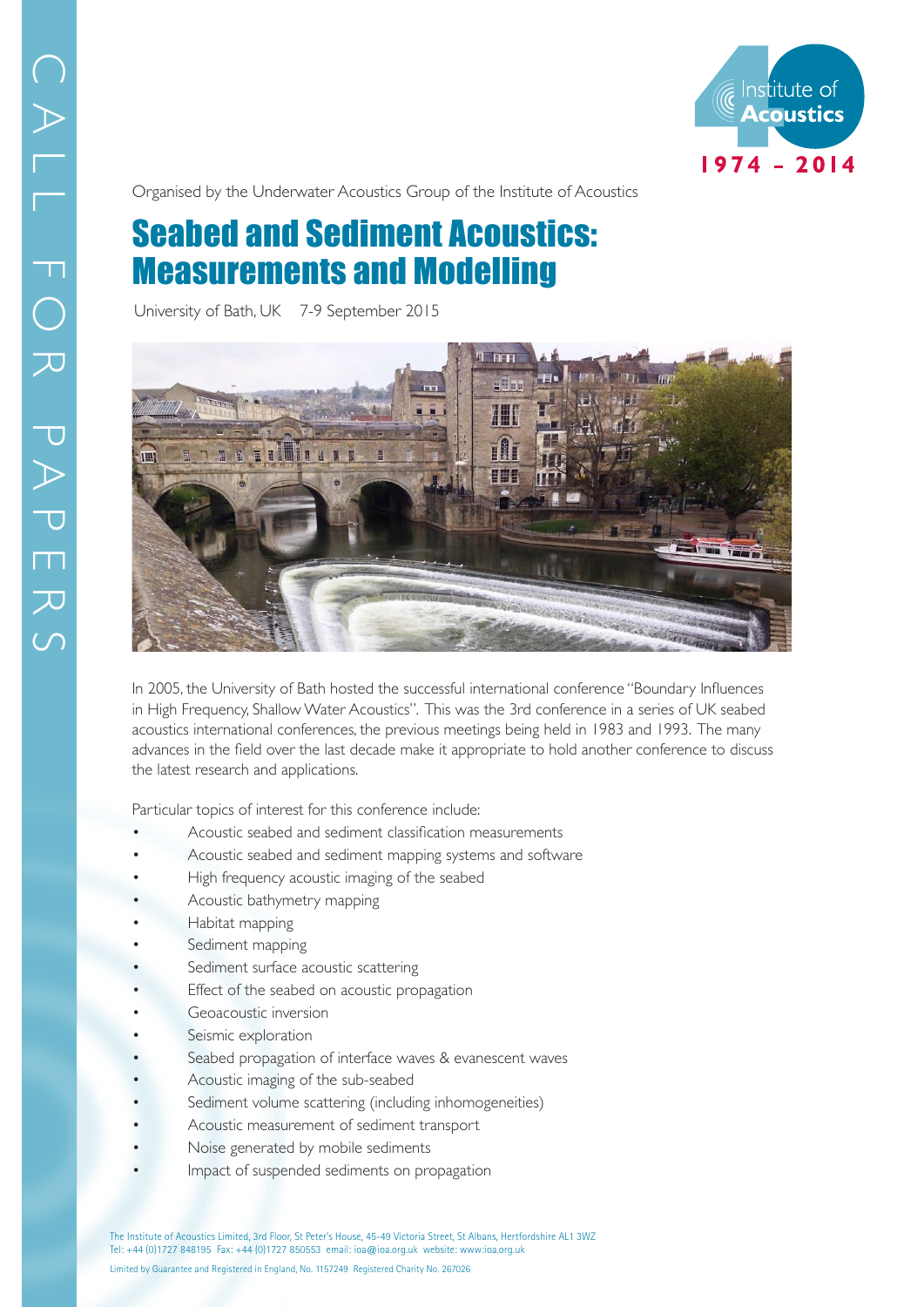CALL FOR PAPERS

Institute of Acoustics 1974 – 2014

Organised by the Underwater Acoustics Group of the Institute of Acoustics

# Seabed and Sediment Acoustics: Measurements and Modelling

University of Bath, UK 7-9 September 2015

In 2005, the University of Bath hosted the successful international conference "Boundary Influences in High Frequency, Shallow Water Acoustics". This was the 3rd conference in a series of UK seabed acoustics international conferences, the previous meetings being held in 1983 and 1993. The many advances in the field over the last decade make it appropriate to hold another conference to discuss the latest research and applications.

Particular topics of interest for this conference include:

- Acoustic seabed and sediment classification measurements
- Acoustic seabed and sediment mapping systems and software
- High frequency acoustic imaging of the seabed
- Acoustic bathymetry mapping
- Habitat mapping
- Sediment mapping
- Sediment surface acoustic scattering
- Effect of the seabed on acoustic propagation
- Geoacoustic inversion
- Seismic exploration
- Seabed propagation of interface waves & evanescent waves
- Acoustic imaging of the sub-seabed
- Sediment volume scattering (including inhomogeneities)
- Acoustic measurement of sediment transport
- Noise generated by mobile sediments
- Impact of suspended sediments on propagation

The Institute of Acoustics Limited, 3rd Floor, St Peter's House, 45-49 Victoria Street, St Albans, Hertfordshire AL1 3WZ
Tel: +44 (0)1727 848195 Fax: +44 (0)1727 850553 email: ioa@ioa.org.uk website: www.ioa.org.uk

Limited by Guarantee and Registered in England, No. 1157249 Registered Charity No. 267026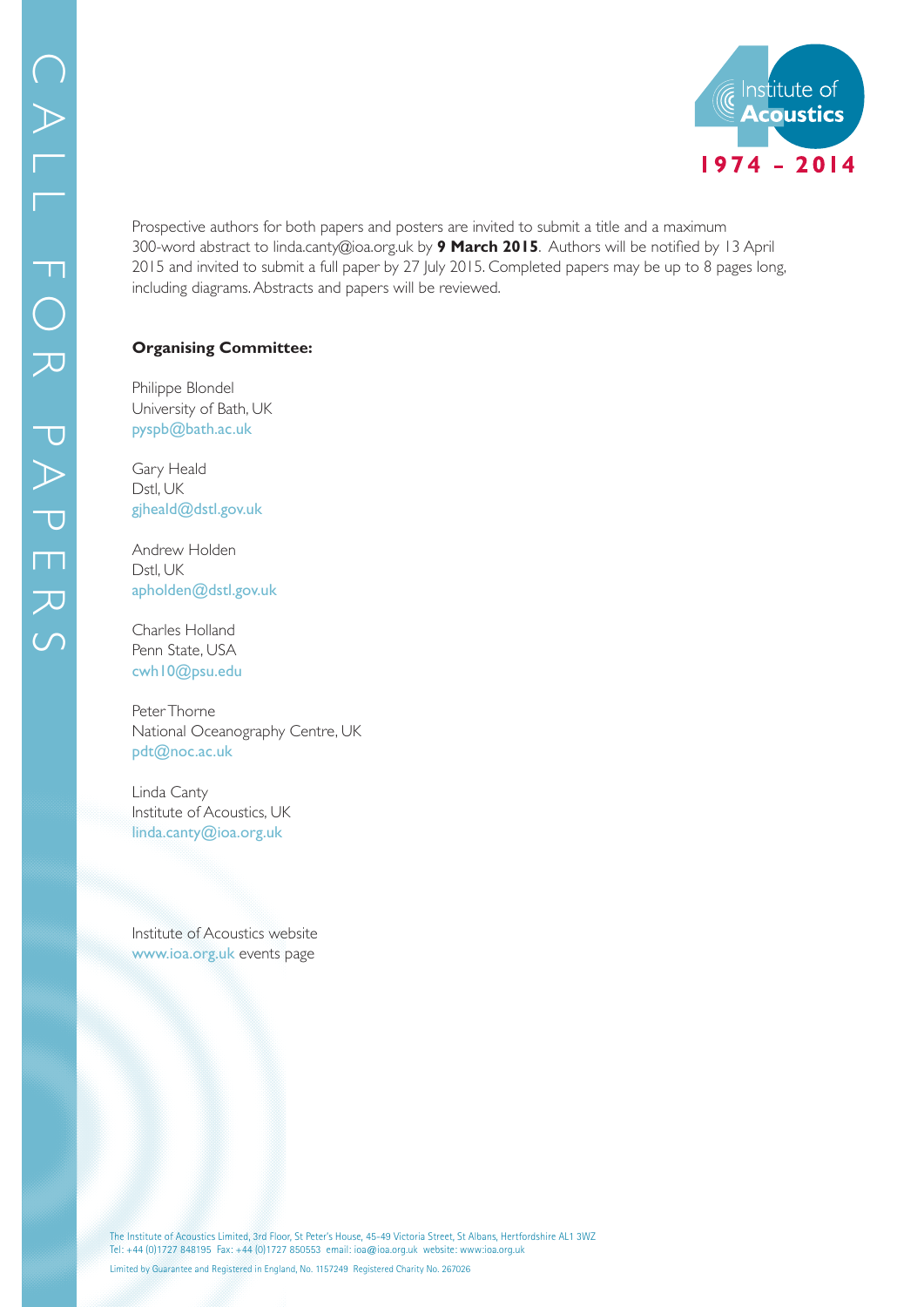CALL FOR PAPERS

Institute of Acoustics

1974 – 2014

Prospective authors for both papers and posters are invited to submit a title and a maximum 300-word abstract to linda.canty@ioa.org.uk by **9 March 2015**. Authors will be notified by 13 April 2015 and invited to submit a full paper by 27 July 2015. Completed papers may be up to 8 pages long, including diagrams. Abstracts and papers will be reviewed.

**Organising Committee:**

Philippe Blondel
University of Bath, UK
pyspb@bath.ac.uk

Gary Heald
Dstl, UK
gjheald@dstl.gov.uk

Andrew Holden
Dstl, UK
apholden@dstl.gov.uk

Charles Holland
Penn State, USA
cwh10@psu.edu

Peter Thorne
National Oceanography Centre, UK
pdt@noc.ac.uk

Linda Canty
Institute of Acoustics, UK
linda.canty@ioa.org.uk

Institute of Acoustics website
www.ioa.org.uk events page

The Institute of Acoustics Limited, 3rd Floor, St Peter's House, 45-49 Victoria Street, St Albans, Hertfordshire AL1 3WZ
Tel: +44 (0)1727 848195 Fax: +44 (0)1727 850553 email: ioa@ioa.org.uk website: www.ioa.org.uk

Limited by Guarantee and Registered in England, No. 1157249 Registered Charity No. 267026